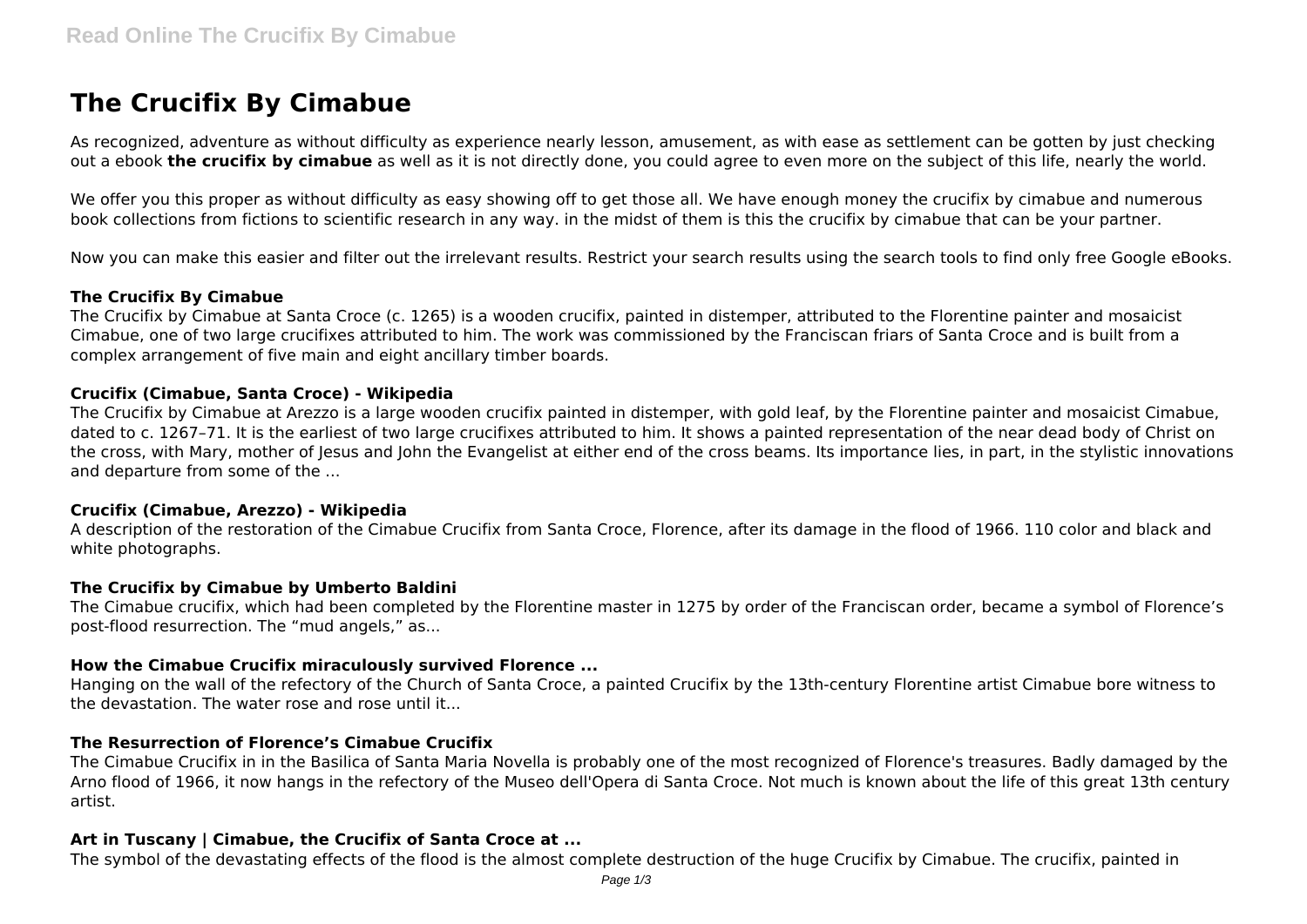# The Crucifix By Cimabue

As recognized, adventure as without difficulty as experience nearly lesson, amusement, as with ease as settlement can be gotten by just checking out a ebook **the crucifix by cimabue** as well as it is not directly done, you could agree to even more on the subject of this life, nearly the world.

We offer you this proper as without difficulty as easy showing off to get those all. We have enough money the crucifix by cimabue and numerous book collections from fictions to scientific research in any way. in the midst of them is this the crucifix by cimabue that can be your partner.

Now you can make this easier and filter out the irrelevant results. Restrict your search results using the search tools to find only free Google eBooks.

### The Crucifix By Cimabue

The Crucifix by Cimabue at Santa Croce (c. 1265) is a wooden crucifix, painted in distemper, attributed to the Florentine painter and mosaicist Cimabue, one of two large crucifixes attributed to him. The work was commissioned by the Franciscan friars of Santa Croce and is built from a complex arrangement of five main and eight ancillary timber boards.

### Crucifix (Cimabue, Santa Croce) - Wikipedia

The Crucifix by Cimabue at Arezzo is a large wooden crucifix painted in distemper, with gold leaf, by the Florentine painter and mosaicist Cimabue, dated to c. 1267–71. It is the earliest of two large crucifixes attributed to him. It shows a painted representation of the near dead body of Christ on the cross, with Mary, mother of Jesus and John the Evangelist at either end of the cross beams. Its importance lies, in part, in the stylistic innovations and departure from some of the ...

### Crucifix (Cimabue, Arezzo) - Wikipedia

A description of the restoration of the Cimabue Crucifix from Santa Croce, Florence, after its damage in the flood of 1966. 110 color and black and white photographs.

### The Crucifix by Cimabue by Umberto Baldini

The Cimabue crucifix, which had been completed by the Florentine master in 1275 by order of the Franciscan order, became a symbol of Florence's post-flood resurrection. The "mud angels," as...

### How the Cimabue Crucifix miraculously survived Florence ...

Hanging on the wall of the refectory of the Church of Santa Croce, a painted Crucifix by the 13th-century Florentine artist Cimabue bore witness to the devastation. The water rose and rose until it...

### The Resurrection of Florence's Cimabue Crucifix

The Cimabue Crucifix in in the Basilica of Santa Maria Novella is probably one of the most recognized of Florence's treasures. Badly damaged by the Arno flood of 1966, it now hangs in the refectory of the Museo dell'Opera di Santa Croce. Not much is known about the life of this great 13th century artist.

### Art in Tuscany | Cimabue, the Crucifix of Santa Croce at ...

The symbol of the devastating effects of the flood is the almost complete destruction of the huge Crucifix by Cimabue. The crucifix, painted in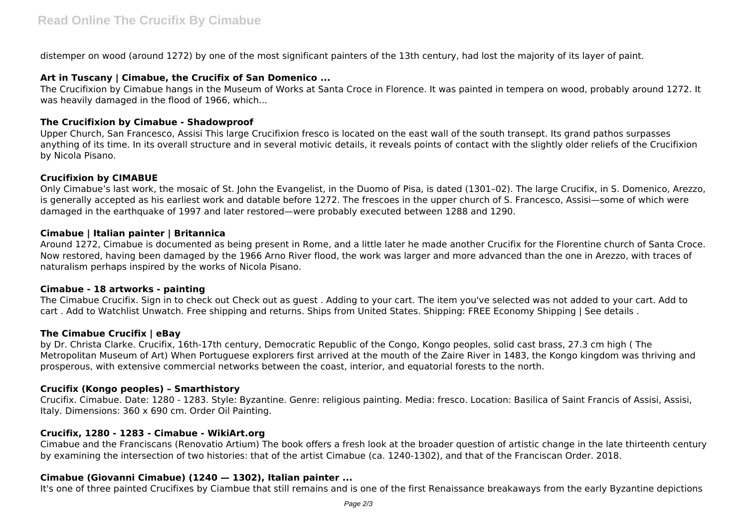distemper on wood (around 1272) by one of the most significant painters of the 13th century, had lost the majority of its layer of paint.

### Art in Tuscany | Cimabue, the Crucifix of San Domenico ...

The Crucifixion by Cimabue hangs in the Museum of Works at Santa Croce in Florence. It was painted in tempera on wood, probably around 1272. It was heavily damaged in the flood of 1966, which...

### The Crucifixion by Cimabue - Shadowproof

Upper Church, San Francesco, Assisi This large Crucifixion fresco is located on the east wall of the south transept. Its grand pathos surpasses anything of its time. In its overall structure and in several motivic details, it reveals points of contact with the slightly older reliefs of the Crucifixion by Nicola Pisano.

### Crucifixion by CIMABUE

Only Cimabue's last work, the mosaic of St. John the Evangelist, in the Duomo of Pisa, is dated (1301–02). The large Crucifix, in S. Domenico, Arezzo, is generally accepted as his earliest work and datable before 1272. The frescoes in the upper church of S. Francesco, Assisi—some of which were damaged in the earthquake of 1997 and later restored—were probably executed between 1288 and 1290.

### Cimabue | Italian painter | Britannica

Around 1272, Cimabue is documented as being present in Rome, and a little later he made another Crucifix for the Florentine church of Santa Croce. Now restored, having been damaged by the 1966 Arno River flood, the work was larger and more advanced than the one in Arezzo, with traces of naturalism perhaps inspired by the works of Nicola Pisano.

### Cimabue - 18 artworks - painting

The Cimabue Crucifix. Sign in to check out Check out as guest . Adding to your cart. The item you've selected was not added to your cart. Add to cart . Add to Watchlist Unwatch. Free shipping and returns. Ships from United States. Shipping: FREE Economy Shipping | See details .

### The Cimabue Crucifix | eBay

by Dr. Christa Clarke. Crucifix, 16th-17th century, Democratic Republic of the Congo, Kongo peoples, solid cast brass, 27.3 cm high ( The Metropolitan Museum of Art) When Portuguese explorers first arrived at the mouth of the Zaire River in 1483, the Kongo kingdom was thriving and prosperous, with extensive commercial networks between the coast, interior, and equatorial forests to the north.

### Crucifix (Kongo peoples) – Smarthistory

Crucifix. Cimabue. Date: 1280 - 1283. Style: Byzantine. Genre: religious painting. Media: fresco. Location: Basilica of Saint Francis of Assisi, Assisi, Italy. Dimensions: 360 x 690 cm. Order Oil Painting.

### Crucifix, 1280 - 1283 - Cimabue - WikiArt.org

Cimabue and the Franciscans (Renovatio Artium) The book offers a fresh look at the broader question of artistic change in the late thirteenth century by examining the intersection of two histories: that of the artist Cimabue (ca. 1240-1302), and that of the Franciscan Order. 2018.

### Cimabue (Giovanni Cimabue) (1240 — 1302), Italian painter ...

It's one of three painted Crucifixes by Ciambue that still remains and is one of the first Renaissance breakaways from the early Byzantine depictions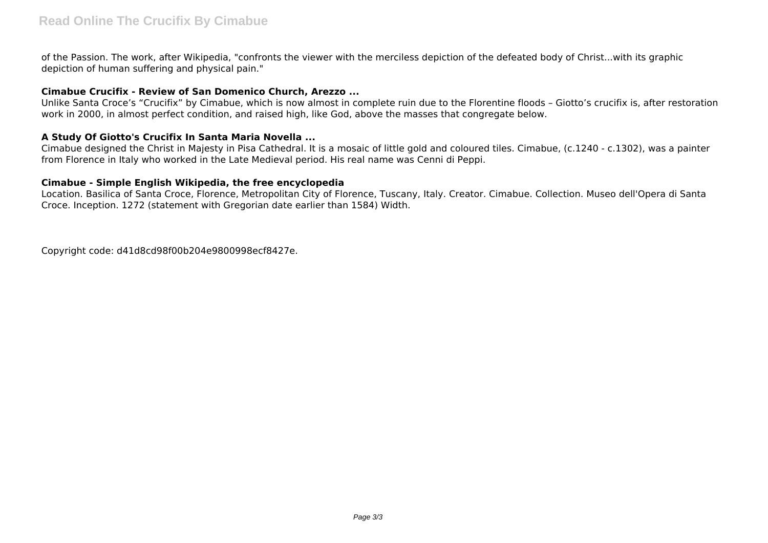of the Passion. The work, after Wikipedia, "confronts the viewer with the merciless depiction of the defeated body of Christ...with its graphic depiction of human suffering and physical pain."

**Cimabue Crucifix - Review of San Domenico Church, Arezzo ...**

Unlike Santa Croce's "Crucifix" by Cimabue, which is now almost in complete ruin due to the Florentine floods – Giotto's crucifix is, after restoration work in 2000, in almost perfect condition, and raised high, like God, above the masses that congregate below.

**A Study Of Giotto's Crucifix In Santa Maria Novella ...**

Cimabue designed the Christ in Majesty in Pisa Cathedral. It is a mosaic of little gold and coloured tiles. Cimabue, (c.1240 - c.1302), was a painter from Florence in Italy who worked in the Late Medieval period. His real name was Cenni di Peppi.

**Cimabue - Simple English Wikipedia, the free encyclopedia**

Location. Basilica of Santa Croce, Florence, Metropolitan City of Florence, Tuscany, Italy. Creator. Cimabue. Collection. Museo dell'Opera di Santa Croce. Inception. 1272 (statement with Gregorian date earlier than 1584) Width.

Copyright code: d41d8cd98f00b204e9800998ecf8427e.